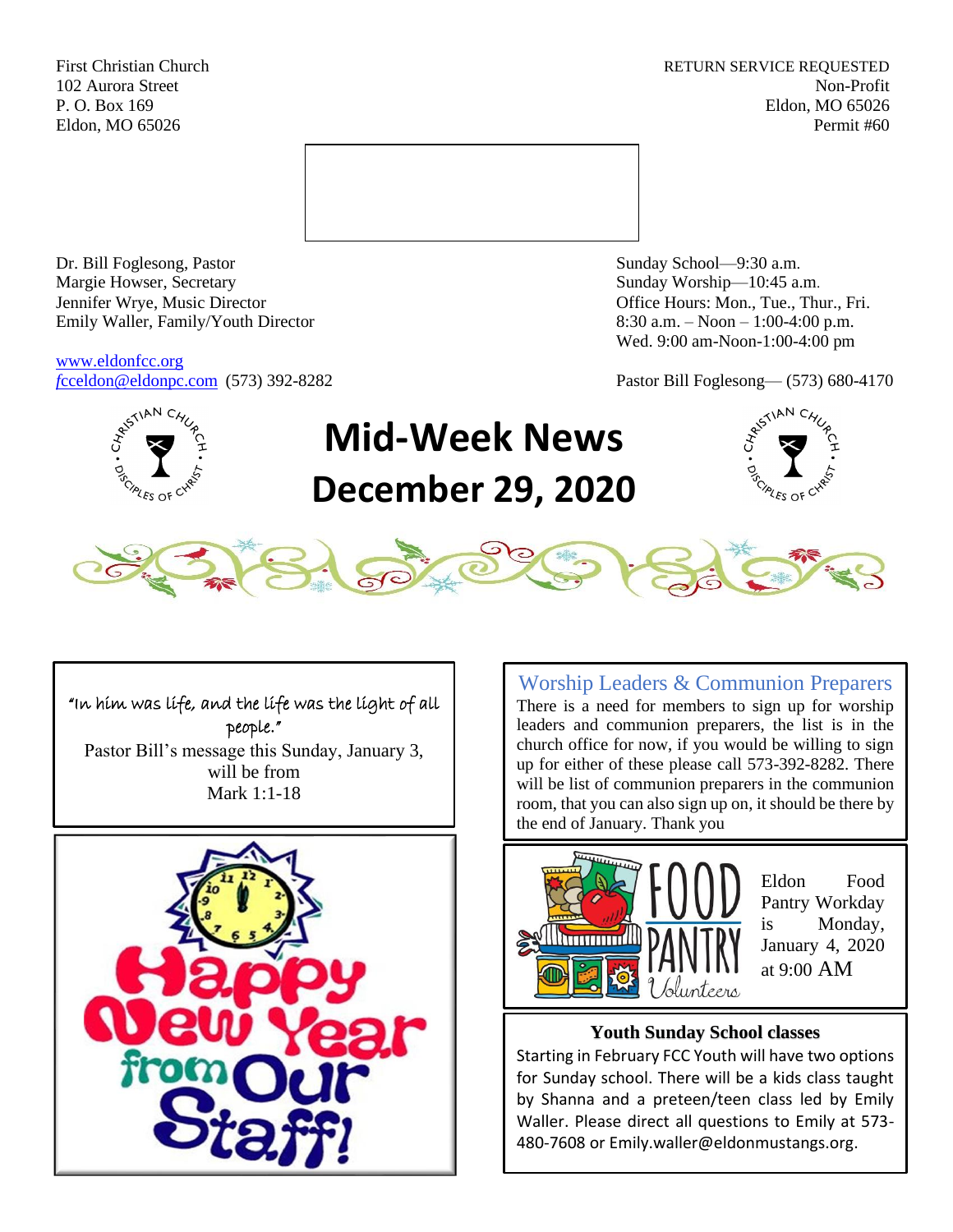First Christian Church
102 Aurora Street
P. O. Box 169
Eldon, MO 65026

RETURN SERVICE REQUESTED
Non-Profit
Eldon, MO 65026
Permit #60

Dr. Bill Foglesong, Pastor
Margie Howser, Secretary
Jennifer Wrye, Music Director
Emily Waller, Family/Youth Director

www.eldonfcc.org
fcceldon@eldonpc.com (573) 392-8282

Sunday School—9:30 a.m.
Sunday Worship—10:45 a.m.
Office Hours: Mon., Tue., Thur., Fri.
8:30 a.m. – Noon – 1:00-4:00 p.m.
Wed. 9:00 am-Noon-1:00-4:00 pm

Pastor Bill Foglesong— (573) 680-4170

# Mid-Week News
# December 29, 2020

"In him was life, and the life was the light of all people."
Pastor Bill's message this Sunday, January 3, will be from
Mark 1:1-18

Happy New Year from Our Staff!

## Worship Leaders & Communion Preparers

There is a need for members to sign up for worship leaders and communion preparers, the list is in the church office for now, if you would be willing to sign up for either of these please call 573-392-8282. There will be list of communion preparers in the communion room, that you can also sign up on, it should be there by the end of January. Thank you

## Food Pantry Volunteers

Eldon Food Pantry Workday is Monday, January 4, 2020 at 9:00 AM

## Youth Sunday School classes

Starting in February FCC Youth will have two options for Sunday school. There will be a kids class taught by Shanna and a preteen/teen class led by Emily Waller. Please direct all questions to Emily at 573-480-7608 or Emily.waller@eldonmustangs.org.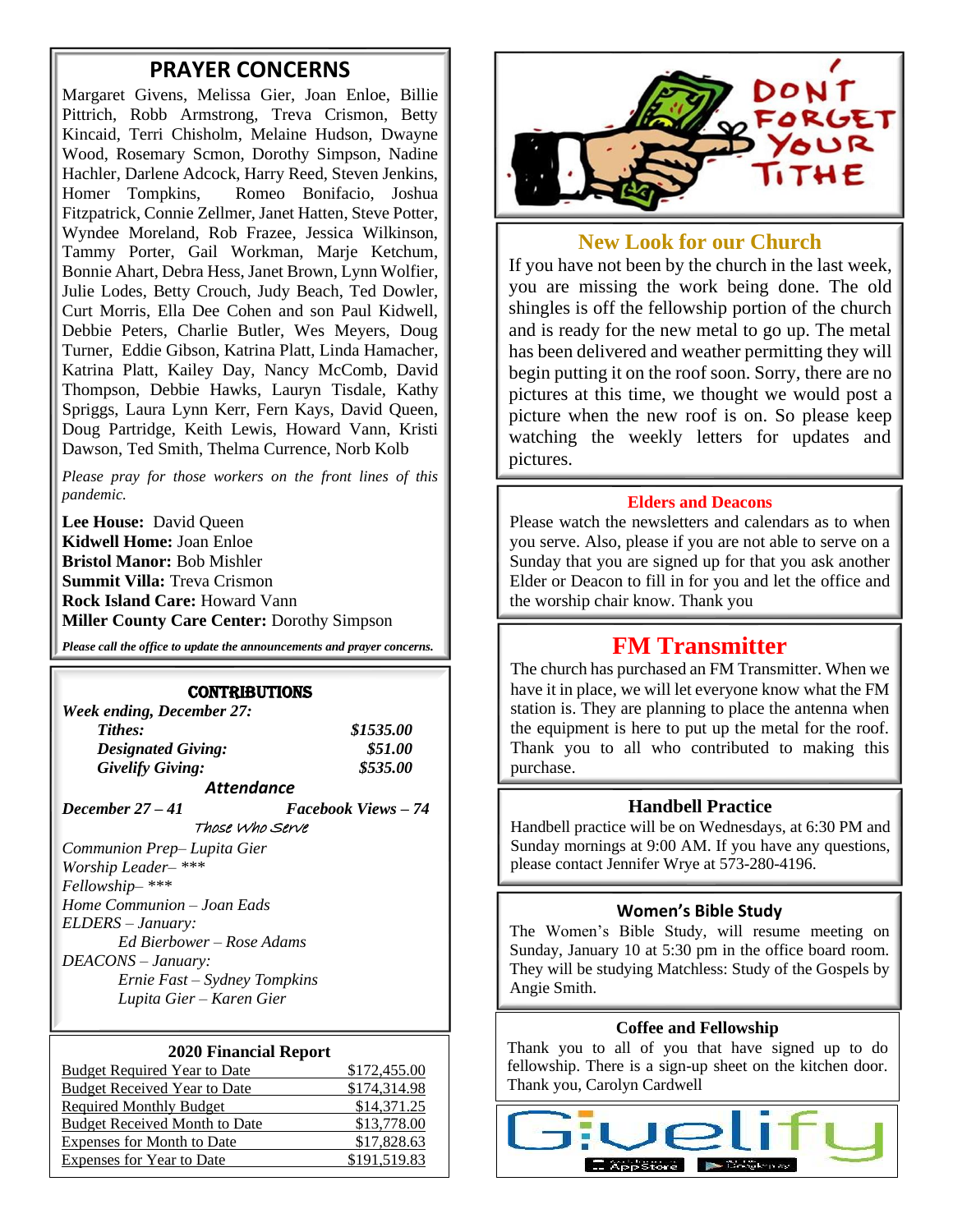## PRAYER CONCERNS

Margaret Givens, Melissa Gier, Joan Enloe, Billie Pittrich, Robb Armstrong, Treva Crismon, Betty Kincaid, Terri Chisholm, Melaine Hudson, Dwayne Wood, Rosemary Scmon, Dorothy Simpson, Nadine Hachler, Darlene Adcock, Harry Reed, Steven Jenkins, Homer Tompkins, Romeo Bonifacio, Joshua Fitzpatrick, Connie Zellmer, Janet Hatten, Steve Potter, Wyndee Moreland, Rob Frazee, Jessica Wilkinson, Tammy Porter, Gail Workman, Marje Ketchum, Bonnie Ahart, Debra Hess, Janet Brown, Lynn Wolfier, Julie Lodes, Betty Crouch, Judy Beach, Ted Dowler, Curt Morris, Ella Dee Cohen and son Paul Kidwell, Debbie Peters, Charlie Butler, Wes Meyers, Doug Turner, Eddie Gibson, Katrina Platt, Linda Hamacher, Katrina Platt, Kailey Day, Nancy McComb, David Thompson, Debbie Hawks, Lauryn Tisdale, Kathy Spriggs, Laura Lynn Kerr, Fern Kays, David Queen, Doug Partridge, Keith Lewis, Howard Vann, Kristi Dawson, Ted Smith, Thelma Currence, Norb Kolb

*Please pray for those workers on the front lines of this pandemic.*

**Lee House:** David Queen
**Kidwell Home:** Joan Enloe
**Bristol Manor:** Bob Mishler
**Summit Villa:** Treva Crismon
**Rock Island Care:** Howard Vann
**Miller County Care Center:** Dorothy Simpson

***Please call the office to update the announcements and prayer concerns.***

### CONTRIBUTIONS

***Week ending, December 27:***

| | |
|---|---|
| ***Tithes:*** | ***$1535.00*** |
| ***Designated Giving:*** | ***$51.00*** |
| ***Givelify Giving:*** | ***$535.00*** |

***Attendance***

***December 27 – 41*** ***Facebook Views – 74***

*Those Who Serve*

*Communion Prep– Lupita Gier*
*Worship Leader– \*\*\**
*Fellowship– \*\*\**
*Home Communion – Joan Eads*
*ELDERS – January:*
*Ed Bierbower – Rose Adams*
*DEACONS – January:*
*Ernie Fast – Sydney Tompkins*
*Lupita Gier – Karen Gier*

### 2020 Financial Report

| | |
|---|---|
| Budget Required Year to Date | $172,455.00 |
| Budget Received Year to Date | $174,314.98 |
| Required Monthly Budget | $14,371.25 |
| Budget Received Month to Date | $13,778.00 |
| Expenses for Month to Date | $17,828.63 |
| Expenses for Year to Date | $191,519.83 |

DON'T FORGET YOUR TITHE

### New Look for our Church

If you have not been by the church in the last week, you are missing the work being done. The old shingles is off the fellowship portion of the church and is ready for the new metal to go up. The metal has been delivered and weather permitting they will begin putting it on the roof soon. Sorry, there are no pictures at this time, we thought we would post a picture when the new roof is on. So please keep watching the weekly letters for updates and pictures.

### Elders and Deacons

Please watch the newsletters and calendars as to when you serve. Also, please if you are not able to serve on a Sunday that you are signed up for that you ask another Elder or Deacon to fill in for you and let the office and the worship chair know. Thank you

### FM Transmitter

The church has purchased an FM Transmitter. When we have it in place, we will let everyone know what the FM station is. They are planning to place the antenna when the equipment is here to put up the metal for the roof. Thank you to all who contributed to making this purchase.

### Handbell Practice

Handbell practice will be on Wednesdays, at 6:30 PM and Sunday mornings at 9:00 AM. If you have any questions, please contact Jennifer Wrye at 573-280-4196.

### Women's Bible Study

The Women's Bible Study, will resume meeting on Sunday, January 10 at 5:30 pm in the office board room. They will be studying Matchless: Study of the Gospels by Angie Smith.

### Coffee and Fellowship

Thank you to all of you that have signed up to do fellowship. There is a sign-up sheet on the kitchen door. Thank you, Carolyn Cardwell

Givelify